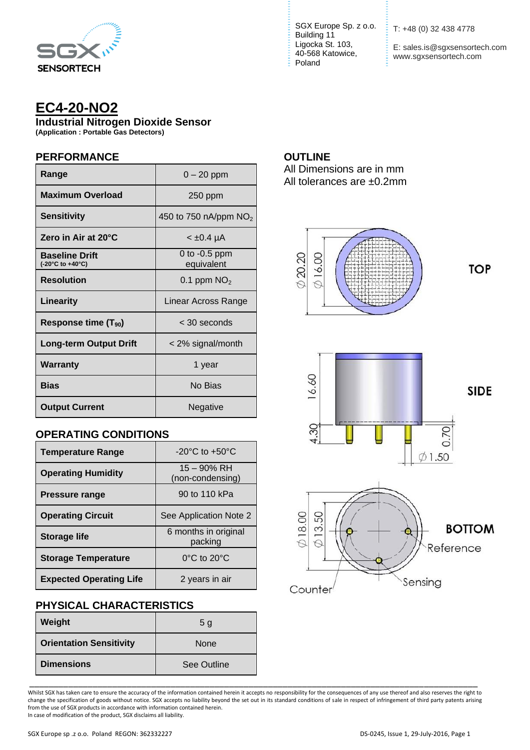SGX SENSORTECH

SGX Europe Sp. z o.o.
Building 11
Ligocka St. 103,
40-568 Katowice,
Poland

T: +48 (0) 32 438 4778

E: sales.is@sgxsensortech.com
www.sgxsensortech.com

# EC4-20-NO2

## Industrial Nitrogen Dioxide Sensor

**(Application : Portable Gas Detectors)**

### PERFORMANCE

| | |
|---|---|
| **Range** | 0 – 20 ppm |
| **Maximum Overload** | 250 ppm |
| **Sensitivity** | 450 to 750 nA/ppm $NO_2$ |
| **Zero in Air at 20°C** | < ±0.4 µA |
| **Baseline Drift** (-20°C to +40°C) | 0 to -0.5 ppm equivalent |
| **Resolution** | 0.1 ppm $NO_2$ |
| **Linearity** | Linear Across Range |
| **Response time ($T_{90}$)** | < 30 seconds |
| **Long-term Output Drift** | < 2% signal/month |
| **Warranty** | 1 year |
| **Bias** | No Bias |
| **Output Current** | Negative |

### OPERATING CONDITIONS

| | |
|---|---|
| **Temperature Range** | -20°C to +50°C |
| **Operating Humidity** | 15 – 90% RH (non-condensing) |
| **Pressure range** | 90 to 110 kPa |
| **Operating Circuit** | See Application Note 2 |
| **Storage life** | 6 months in original packing |
| **Storage Temperature** | 0°C to 20°C |
| **Expected Operating Life** | 2 years in air |

### PHYSICAL CHARACTERISTICS

| | |
|---|---|
| **Weight** | 5 g |
| **Orientation Sensitivity** | None |
| **Dimensions** | See Outline |

### OUTLINE

All Dimensions are in mm
All tolerances are ±0.2mm

TOP: Ø20.20, Ø16.00

SIDE: 16.60, 4.30, 0.70, Ø1.50

BOTTOM: Ø18.00, Ø13.50 — Reference, Sensing, Counter

Whilst SGX has taken care to ensure the accuracy of the information contained herein it accepts no responsibility for the consequences of any use thereof and also reserves the right to change the specification of goods without notice. SGX accepts no liability beyond the set out in its standard conditions of sale in respect of infringement of third party patents arising from the use of SGX products in accordance with information contained herein.
In case of modification of the product, SGX disclaims all liability.

SGX Europe sp .z o.o. Poland REGON: 362332227

DS-0245, Issue 1, 29-July-2016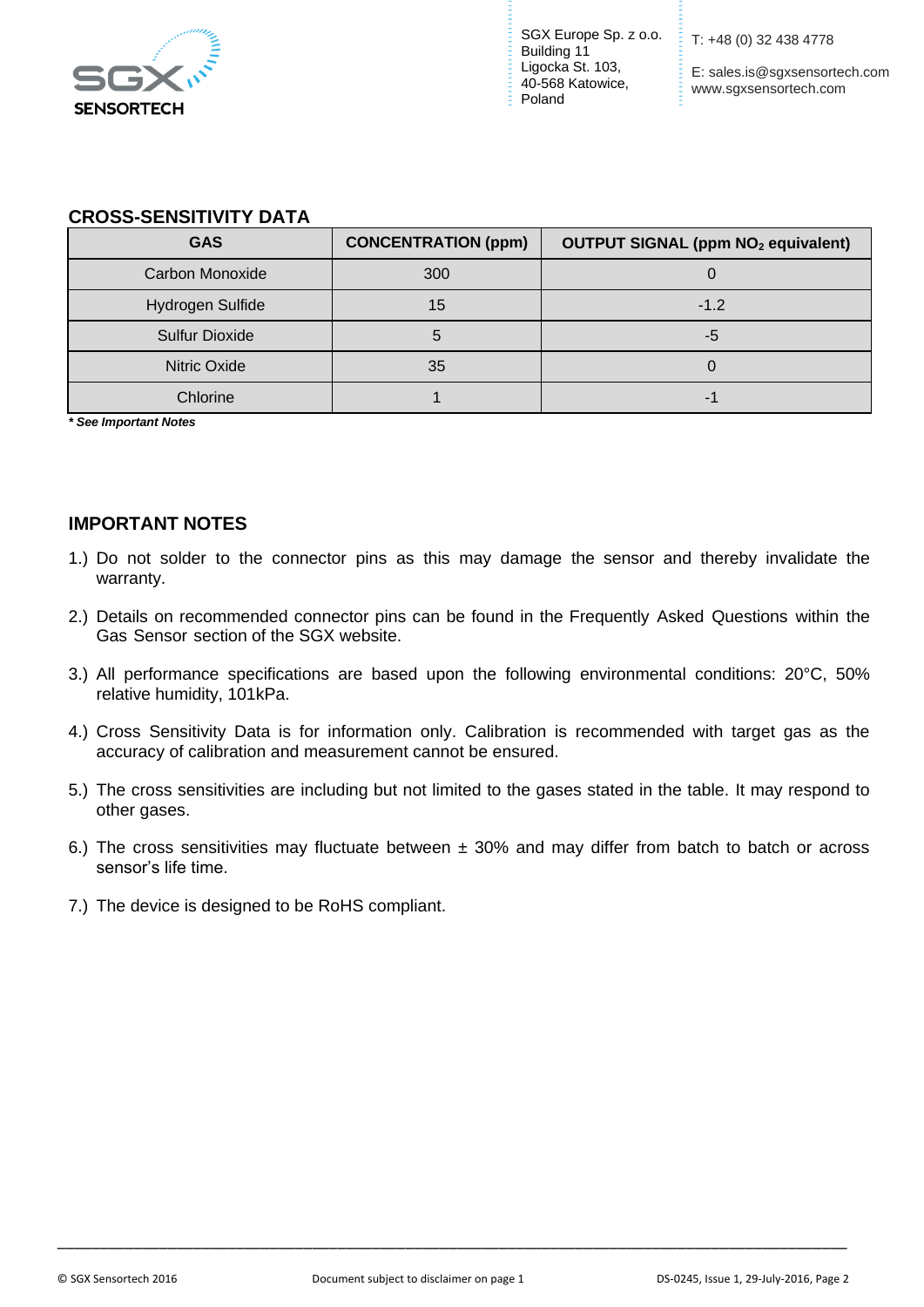## CROSS-SENSITIVITY DATA

| GAS | CONCENTRATION (ppm) | OUTPUT SIGNAL (ppm $NO_2$ equivalent) |
|---|---|---|
| Carbon Monoxide | 300 | 0 |
| Hydrogen Sulfide | 15 | -1.2 |
| Sulfur Dioxide | 5 | -5 |
| Nitric Oxide | 35 | 0 |
| Chlorine | 1 | -1 |

***** *See Important Notes***

## IMPORTANT NOTES

1.) Do not solder to the connector pins as this may damage the sensor and thereby invalidate the warranty.

2.) Details on recommended connector pins can be found in the Frequently Asked Questions within the Gas Sensor section of the SGX website.

3.) All performance specifications are based upon the following environmental conditions: 20°C, 50% relative humidity, 101kPa.

4.) Cross Sensitivity Data is for information only. Calibration is recommended with target gas as the accuracy of calibration and measurement cannot be ensured.

5.) The cross sensitivities are including but not limited to the gases stated in the table. It may respond to other gases.

6.) The cross sensitivities may fluctuate between ± 30% and may differ from batch to batch or across sensor's life time.

7.) The device is designed to be RoHS compliant.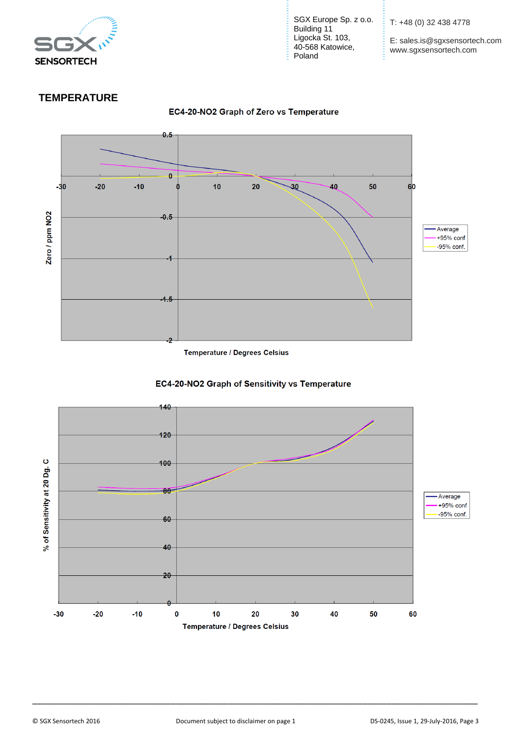# TEMPERATURE

EC4-20-NO2 Graph of Zero vs Temperature

Zero / ppm NO2

0.5
0
-0.5
-1
-1.5
-2

-30 -20 -10 0 10 20 30 40 50 60

Temperature / Degrees Celsius

Average
+95% conf
-95% conf.

EC4-20-NO2 Graph of Sensitivity vs Temperature

% of Sensitivity at 20 Dg. C

140
120
100
80
60
40
20
0

-30 -20 -10 0 10 20 30 40 50 60

Temperature / Degrees Celsius

Average
+95% conf
-95% conf.